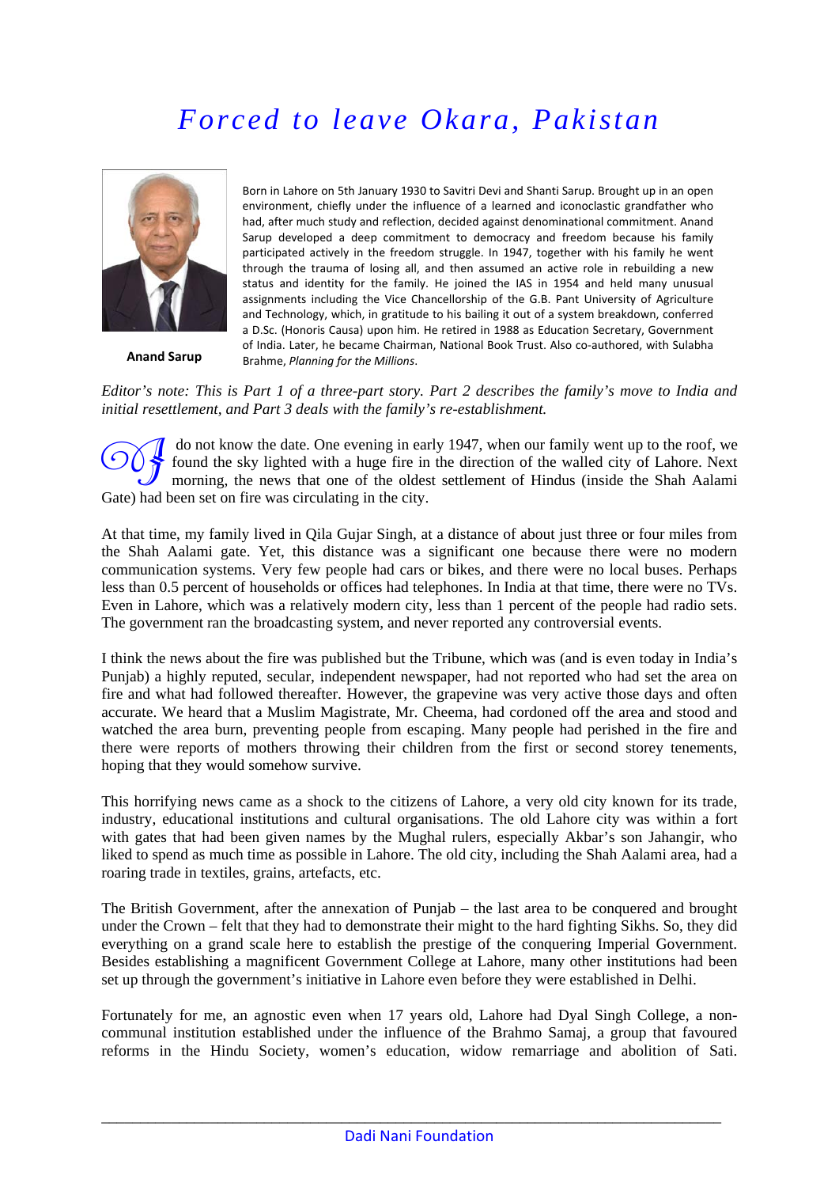# Forced to leave Okara, Pakistan

**Anand Sarup**

Born in Lahore on 5th January 1930 to Savitri Devi and Shanti Sarup. Brought up in an open environment, chiefly under the influence of a learned and iconoclastic grandfather who had, after much study and reflection, decided against denominational commitment. Anand Sarup developed a deep commitment to democracy and freedom because his family participated actively in the freedom struggle. In 1947, together with his family he went through the trauma of losing all, and then assumed an active role in rebuilding a new status and identity for the family. He joined the IAS in 1954 and held many unusual assignments including the Vice Chancellorship of the G.B. Pant University of Agriculture and Technology, which, in gratitude to his bailing it out of a system breakdown, conferred a D.Sc. (Honoris Causa) upon him. He retired in 1988 as Education Secretary, Government of India. Later, he became Chairman, National Book Trust. Also co-authored, with Sulabha Brahme, *Planning for the Millions*.

*Editor's note: This is Part 1 of a three-part story. Part 2 describes the family's move to India and initial resettlement, and Part 3 deals with the family's re-establishment.*

I do not know the date. One evening in early 1947, when our family went up to the roof, we found the sky lighted with a huge fire in the direction of the walled city of Lahore. Next morning, the news that one of the oldest settlement of Hindus (inside the Shah Aalami Gate) had been set on fire was circulating in the city.

At that time, my family lived in Qila Gujar Singh, at a distance of about just three or four miles from the Shah Aalami gate. Yet, this distance was a significant one because there were no modern communication systems. Very few people had cars or bikes, and there were no local buses. Perhaps less than 0.5 percent of households or offices had telephones. In India at that time, there were no TVs. Even in Lahore, which was a relatively modern city, less than 1 percent of the people had radio sets. The government ran the broadcasting system, and never reported any controversial events.

I think the news about the fire was published but the Tribune, which was (and is even today in India's Punjab) a highly reputed, secular, independent newspaper, had not reported who had set the area on fire and what had followed thereafter. However, the grapevine was very active those days and often accurate. We heard that a Muslim Magistrate, Mr. Cheema, had cordoned off the area and stood and watched the area burn, preventing people from escaping. Many people had perished in the fire and there were reports of mothers throwing their children from the first or second storey tenements, hoping that they would somehow survive.

This horrifying news came as a shock to the citizens of Lahore, a very old city known for its trade, industry, educational institutions and cultural organisations. The old Lahore city was within a fort with gates that had been given names by the Mughal rulers, especially Akbar's son Jahangir, who liked to spend as much time as possible in Lahore. The old city, including the Shah Aalami area, had a roaring trade in textiles, grains, artefacts, etc.

The British Government, after the annexation of Punjab – the last area to be conquered and brought under the Crown – felt that they had to demonstrate their might to the hard fighting Sikhs. So, they did everything on a grand scale here to establish the prestige of the conquering Imperial Government. Besides establishing a magnificent Government College at Lahore, many other institutions had been set up through the government's initiative in Lahore even before they were established in Delhi.

Fortunately for me, an agnostic even when 17 years old, Lahore had Dyal Singh College, a non-communal institution established under the influence of the Brahmo Samaj, a group that favoured reforms in the Hindu Society, women's education, widow remarriage and abolition of Sati.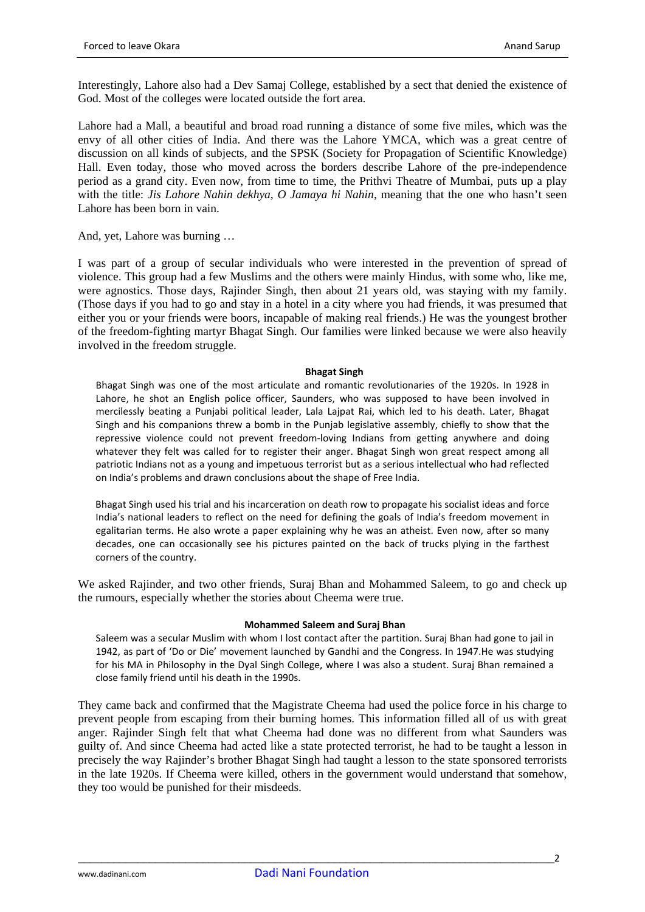Interestingly, Lahore also had a Dev Samaj College, established by a sect that denied the existence of God. Most of the colleges were located outside the fort area.

Lahore had a Mall, a beautiful and broad road running a distance of some five miles, which was the envy of all other cities of India. And there was the Lahore YMCA, which was a great centre of discussion on all kinds of subjects, and the SPSK (Society for Propagation of Scientific Knowledge) Hall. Even today, those who moved across the borders describe Lahore of the pre-independence period as a grand city. Even now, from time to time, the Prithvi Theatre of Mumbai, puts up a play with the title: *Jis Lahore Nahin dekhya, O Jamaya hi Nahin*, meaning that the one who hasn't seen Lahore has been born in vain.

And, yet, Lahore was burning …

I was part of a group of secular individuals who were interested in the prevention of spread of violence. This group had a few Muslims and the others were mainly Hindus, with some who, like me, were agnostics. Those days, Rajinder Singh, then about 21 years old, was staying with my family. (Those days if you had to go and stay in a hotel in a city where you had friends, it was presumed that either you or your friends were boors, incapable of making real friends.) He was the youngest brother of the freedom-fighting martyr Bhagat Singh. Our families were linked because we were also heavily involved in the freedom struggle.

**Bhagat Singh**

Bhagat Singh was one of the most articulate and romantic revolutionaries of the 1920s. In 1928 in Lahore, he shot an English police officer, Saunders, who was supposed to have been involved in mercilessly beating a Punjabi political leader, Lala Lajpat Rai, which led to his death. Later, Bhagat Singh and his companions threw a bomb in the Punjab legislative assembly, chiefly to show that the repressive violence could not prevent freedom-loving Indians from getting anywhere and doing whatever they felt was called for to register their anger. Bhagat Singh won great respect among all patriotic Indians not as a young and impetuous terrorist but as a serious intellectual who had reflected on India's problems and drawn conclusions about the shape of Free India.

Bhagat Singh used his trial and his incarceration on death row to propagate his socialist ideas and force India's national leaders to reflect on the need for defining the goals of India's freedom movement in egalitarian terms. He also wrote a paper explaining why he was an atheist. Even now, after so many decades, one can occasionally see his pictures painted on the back of trucks plying in the farthest corners of the country.

We asked Rajinder, and two other friends, Suraj Bhan and Mohammed Saleem, to go and check up the rumours, especially whether the stories about Cheema were true.

**Mohammed Saleem and Suraj Bhan**

Saleem was a secular Muslim with whom I lost contact after the partition. Suraj Bhan had gone to jail in 1942, as part of 'Do or Die' movement launched by Gandhi and the Congress. In 1947.He was studying for his MA in Philosophy in the Dyal Singh College, where I was also a student. Suraj Bhan remained a close family friend until his death in the 1990s.

They came back and confirmed that the Magistrate Cheema had used the police force in his charge to prevent people from escaping from their burning homes. This information filled all of us with great anger. Rajinder Singh felt that what Cheema had done was no different from what Saunders was guilty of. And since Cheema had acted like a state protected terrorist, he had to be taught a lesson in precisely the way Rajinder's brother Bhagat Singh had taught a lesson to the state sponsored terrorists in the late 1920s. If Cheema were killed, others in the government would understand that somehow, they too would be punished for their misdeeds.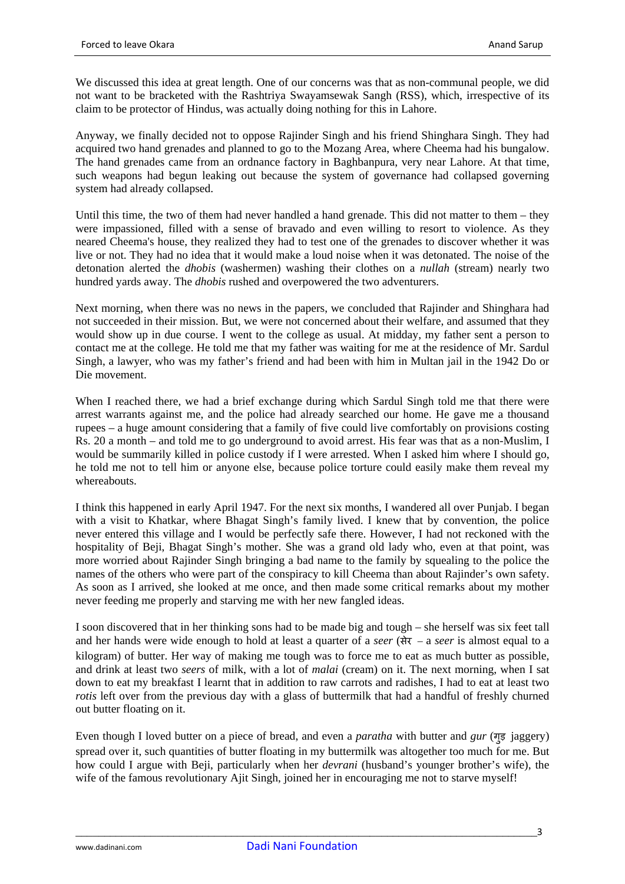We discussed this idea at great length. One of our concerns was that as non-communal people, we did not want to be bracketed with the Rashtriya Swayamsewak Sangh (RSS), which, irrespective of its claim to be protector of Hindus, was actually doing nothing for this in Lahore.

Anyway, we finally decided not to oppose Rajinder Singh and his friend Shinghara Singh. They had acquired two hand grenades and planned to go to the Mozang Area, where Cheema had his bungalow. The hand grenades came from an ordnance factory in Baghbanpura, very near Lahore. At that time, such weapons had begun leaking out because the system of governance had collapsed governing system had already collapsed.

Until this time, the two of them had never handled a hand grenade. This did not matter to them – they were impassioned, filled with a sense of bravado and even willing to resort to violence. As they neared Cheema's house, they realized they had to test one of the grenades to discover whether it was live or not. They had no idea that it would make a loud noise when it was detonated. The noise of the detonation alerted the *dhobis* (washermen) washing their clothes on a *nullah* (stream) nearly two hundred yards away. The *dhobis* rushed and overpowered the two adventurers.

Next morning, when there was no news in the papers, we concluded that Rajinder and Shinghara had not succeeded in their mission. But, we were not concerned about their welfare, and assumed that they would show up in due course. I went to the college as usual. At midday, my father sent a person to contact me at the college. He told me that my father was waiting for me at the residence of Mr. Sardul Singh, a lawyer, who was my father's friend and had been with him in Multan jail in the 1942 Do or Die movement.

When I reached there, we had a brief exchange during which Sardul Singh told me that there were arrest warrants against me, and the police had already searched our home. He gave me a thousand rupees – a huge amount considering that a family of five could live comfortably on provisions costing Rs. 20 a month – and told me to go underground to avoid arrest. His fear was that as a non-Muslim, I would be summarily killed in police custody if I were arrested. When I asked him where I should go, he told me not to tell him or anyone else, because police torture could easily make them reveal my whereabouts.

I think this happened in early April 1947. For the next six months, I wandered all over Punjab. I began with a visit to Khatkar, where Bhagat Singh's family lived. I knew that by convention, the police never entered this village and I would be perfectly safe there. However, I had not reckoned with the hospitality of Beji, Bhagat Singh's mother. She was a grand old lady who, even at that point, was more worried about Rajinder Singh bringing a bad name to the family by squealing to the police the names of the others who were part of the conspiracy to kill Cheema than about Rajinder's own safety. As soon as I arrived, she looked at me once, and then made some critical remarks about my mother never feeding me properly and starving me with her new fangled ideas.

I soon discovered that in her thinking sons had to be made big and tough – she herself was six feet tall and her hands were wide enough to hold at least a quarter of a *seer* (सेर – a *seer* is almost equal to a kilogram) of butter. Her way of making me tough was to force me to eat as much butter as possible, and drink at least two *seers* of milk, with a lot of *malai* (cream) on it. The next morning, when I sat down to eat my breakfast I learnt that in addition to raw carrots and radishes, I had to eat at least two *rotis* left over from the previous day with a glass of buttermilk that had a handful of freshly churned out butter floating on it.

Even though I loved butter on a piece of bread, and even a *paratha* with butter and *gur* (गुड़ jaggery) spread over it, such quantities of butter floating in my buttermilk was altogether too much for me. But how could I argue with Beji, particularly when her *devrani* (husband's younger brother's wife), the wife of the famous revolutionary Ajit Singh, joined her in encouraging me not to starve myself!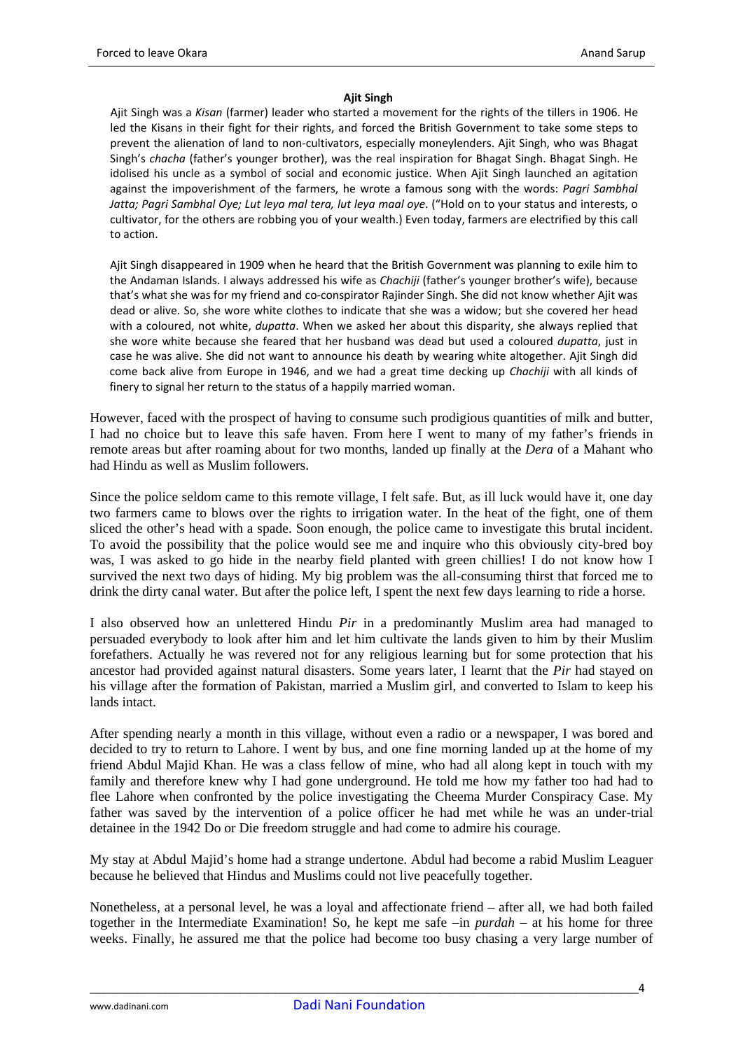**Ajit Singh**

Ajit Singh was a *Kisan* (farmer) leader who started a movement for the rights of the tillers in 1906. He led the Kisans in their fight for their rights, and forced the British Government to take some steps to prevent the alienation of land to non-cultivators, especially moneylenders. Ajit Singh, who was Bhagat Singh's *chacha* (father's younger brother), was the real inspiration for Bhagat Singh. Bhagat Singh. He idolised his uncle as a symbol of social and economic justice. When Ajit Singh launched an agitation against the impoverishment of the farmers, he wrote a famous song with the words: *Pagri Sambhal Jatta; Pagri Sambhal Oye; Lut leya mal tera, lut leya maal oye*. ("Hold on to your status and interests, o cultivator, for the others are robbing you of your wealth.) Even today, farmers are electrified by this call to action.

Ajit Singh disappeared in 1909 when he heard that the British Government was planning to exile him to the Andaman Islands. I always addressed his wife as *Chachiji* (father's younger brother's wife), because that's what she was for my friend and co-conspirator Rajinder Singh. She did not know whether Ajit was dead or alive. So, she wore white clothes to indicate that she was a widow; but she covered her head with a coloured, not white, *dupatta*. When we asked her about this disparity, she always replied that she wore white because she feared that her husband was dead but used a coloured *dupatta*, just in case he was alive. She did not want to announce his death by wearing white altogether. Ajit Singh did come back alive from Europe in 1946, and we had a great time decking up *Chachiji* with all kinds of finery to signal her return to the status of a happily married woman.

However, faced with the prospect of having to consume such prodigious quantities of milk and butter, I had no choice but to leave this safe haven. From here I went to many of my father's friends in remote areas but after roaming about for two months, landed up finally at the *Dera* of a Mahant who had Hindu as well as Muslim followers.

Since the police seldom came to this remote village, I felt safe. But, as ill luck would have it, one day two farmers came to blows over the rights to irrigation water. In the heat of the fight, one of them sliced the other's head with a spade. Soon enough, the police came to investigate this brutal incident. To avoid the possibility that the police would see me and inquire who this obviously city-bred boy was, I was asked to go hide in the nearby field planted with green chillies! I do not know how I survived the next two days of hiding. My big problem was the all-consuming thirst that forced me to drink the dirty canal water. But after the police left, I spent the next few days learning to ride a horse.

I also observed how an unlettered Hindu *Pir* in a predominantly Muslim area had managed to persuaded everybody to look after him and let him cultivate the lands given to him by their Muslim forefathers. Actually he was revered not for any religious learning but for some protection that his ancestor had provided against natural disasters. Some years later, I learnt that the *Pir* had stayed on his village after the formation of Pakistan, married a Muslim girl, and converted to Islam to keep his lands intact.

After spending nearly a month in this village, without even a radio or a newspaper, I was bored and decided to try to return to Lahore. I went by bus, and one fine morning landed up at the home of my friend Abdul Majid Khan. He was a class fellow of mine, who had all along kept in touch with my family and therefore knew why I had gone underground. He told me how my father too had had to flee Lahore when confronted by the police investigating the Cheema Murder Conspiracy Case. My father was saved by the intervention of a police officer he had met while he was an under-trial detainee in the 1942 Do or Die freedom struggle and had come to admire his courage.

My stay at Abdul Majid's home had a strange undertone. Abdul had become a rabid Muslim Leaguer because he believed that Hindus and Muslims could not live peacefully together.

Nonetheless, at a personal level, he was a loyal and affectionate friend – after all, we had both failed together in the Intermediate Examination! So, he kept me safe –in *purdah* – at his home for three weeks. Finally, he assured me that the police had become too busy chasing a very large number of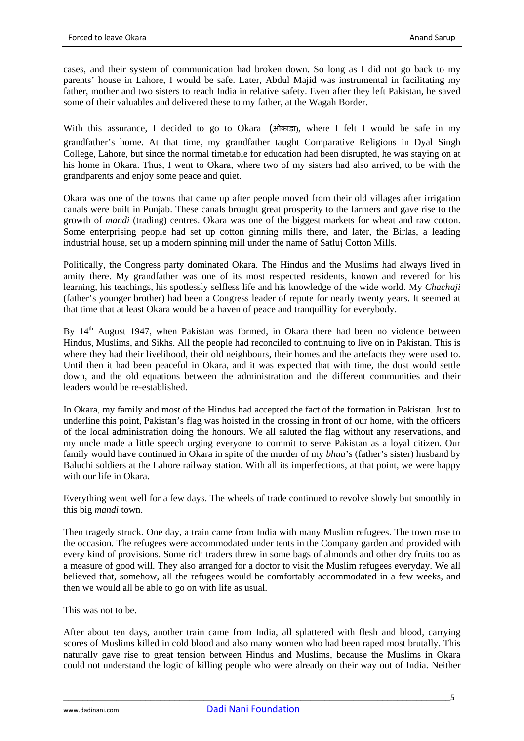cases, and their system of communication had broken down. So long as I did not go back to my parents' house in Lahore, I would be safe. Later, Abdul Majid was instrumental in facilitating my father, mother and two sisters to reach India in relative safety. Even after they left Pakistan, he saved some of their valuables and delivered these to my father, at the Wagah Border.

With this assurance, I decided to go to Okara (ओकाड़ा), where I felt I would be safe in my grandfather's home. At that time, my grandfather taught Comparative Religions in Dyal Singh College, Lahore, but since the normal timetable for education had been disrupted, he was staying on at his home in Okara. Thus, I went to Okara, where two of my sisters had also arrived, to be with the grandparents and enjoy some peace and quiet.

Okara was one of the towns that came up after people moved from their old villages after irrigation canals were built in Punjab. These canals brought great prosperity to the farmers and gave rise to the growth of *mandi* (trading) centres. Okara was one of the biggest markets for wheat and raw cotton. Some enterprising people had set up cotton ginning mills there, and later, the Birlas, a leading industrial house, set up a modern spinning mill under the name of Satluj Cotton Mills.

Politically, the Congress party dominated Okara. The Hindus and the Muslims had always lived in amity there. My grandfather was one of its most respected residents, known and revered for his learning, his teachings, his spotlessly selfless life and his knowledge of the wide world. My *Chachaji* (father's younger brother) had been a Congress leader of repute for nearly twenty years. It seemed at that time that at least Okara would be a haven of peace and tranquillity for everybody.

By 14th August 1947, when Pakistan was formed, in Okara there had been no violence between Hindus, Muslims, and Sikhs. All the people had reconciled to continuing to live on in Pakistan. This is where they had their livelihood, their old neighbours, their homes and the artefacts they were used to. Until then it had been peaceful in Okara, and it was expected that with time, the dust would settle down, and the old equations between the administration and the different communities and their leaders would be re-established.

In Okara, my family and most of the Hindus had accepted the fact of the formation in Pakistan. Just to underline this point, Pakistan's flag was hoisted in the crossing in front of our home, with the officers of the local administration doing the honours. We all saluted the flag without any reservations, and my uncle made a little speech urging everyone to commit to serve Pakistan as a loyal citizen. Our family would have continued in Okara in spite of the murder of my *bhua*'s (father's sister) husband by Baluchi soldiers at the Lahore railway station. With all its imperfections, at that point, we were happy with our life in Okara.

Everything went well for a few days. The wheels of trade continued to revolve slowly but smoothly in this big *mandi* town.

Then tragedy struck. One day, a train came from India with many Muslim refugees. The town rose to the occasion. The refugees were accommodated under tents in the Company garden and provided with every kind of provisions. Some rich traders threw in some bags of almonds and other dry fruits too as a measure of good will. They also arranged for a doctor to visit the Muslim refugees everyday. We all believed that, somehow, all the refugees would be comfortably accommodated in a few weeks, and then we would all be able to go on with life as usual.

This was not to be.

After about ten days, another train came from India, all splattered with flesh and blood, carrying scores of Muslims killed in cold blood and also many women who had been raped most brutally. This naturally gave rise to great tension between Hindus and Muslims, because the Muslims in Okara could not understand the logic of killing people who were already on their way out of India. Neither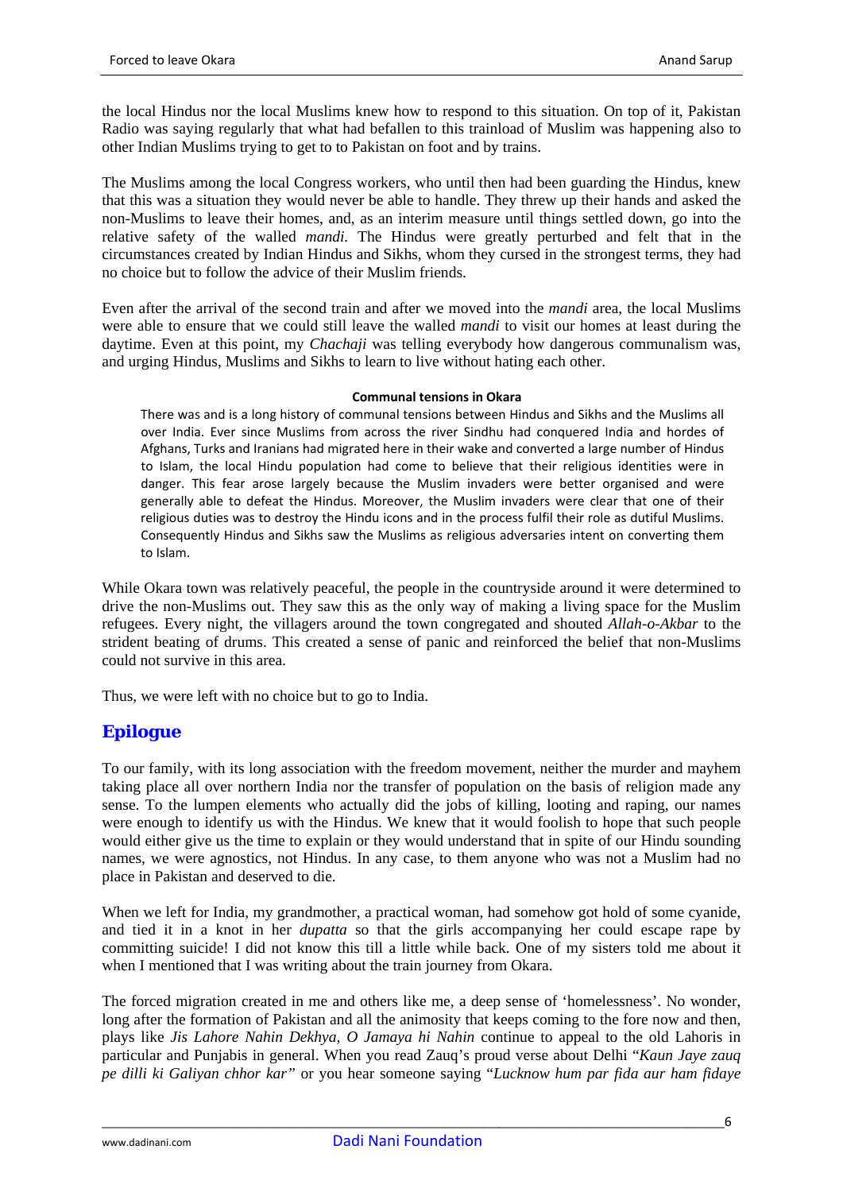the local Hindus nor the local Muslims knew how to respond to this situation. On top of it, Pakistan Radio was saying regularly that what had befallen to this trainload of Muslim was happening also to other Indian Muslims trying to get to to Pakistan on foot and by trains.

The Muslims among the local Congress workers, who until then had been guarding the Hindus, knew that this was a situation they would never be able to handle. They threw up their hands and asked the non-Muslims to leave their homes, and, as an interim measure until things settled down, go into the relative safety of the walled *mandi.* The Hindus were greatly perturbed and felt that in the circumstances created by Indian Hindus and Sikhs, whom they cursed in the strongest terms, they had no choice but to follow the advice of their Muslim friends.

Even after the arrival of the second train and after we moved into the *mandi* area, the local Muslims were able to ensure that we could still leave the walled *mandi* to visit our homes at least during the daytime. Even at this point, my *Chachaji* was telling everybody how dangerous communalism was, and urging Hindus, Muslims and Sikhs to learn to live without hating each other.

**Communal tensions in Okara**

There was and is a long history of communal tensions between Hindus and Sikhs and the Muslims all over India. Ever since Muslims from across the river Sindhu had conquered India and hordes of Afghans, Turks and Iranians had migrated here in their wake and converted a large number of Hindus to Islam, the local Hindu population had come to believe that their religious identities were in danger. This fear arose largely because the Muslim invaders were better organised and were generally able to defeat the Hindus. Moreover, the Muslim invaders were clear that one of their religious duties was to destroy the Hindu icons and in the process fulfil their role as dutiful Muslims. Consequently Hindus and Sikhs saw the Muslims as religious adversaries intent on converting them to Islam.

While Okara town was relatively peaceful, the people in the countryside around it were determined to drive the non-Muslims out. They saw this as the only way of making a living space for the Muslim refugees. Every night, the villagers around the town congregated and shouted *Allah-o-Akbar* to the strident beating of drums. This created a sense of panic and reinforced the belief that non-Muslims could not survive in this area.

Thus, we were left with no choice but to go to India.

## Epilogue

To our family, with its long association with the freedom movement, neither the murder and mayhem taking place all over northern India nor the transfer of population on the basis of religion made any sense. To the lumpen elements who actually did the jobs of killing, looting and raping, our names were enough to identify us with the Hindus. We knew that it would foolish to hope that such people would either give us the time to explain or they would understand that in spite of our Hindu sounding names, we were agnostics, not Hindus. In any case, to them anyone who was not a Muslim had no place in Pakistan and deserved to die.

When we left for India, my grandmother, a practical woman, had somehow got hold of some cyanide, and tied it in a knot in her *dupatta* so that the girls accompanying her could escape rape by committing suicide! I did not know this till a little while back. One of my sisters told me about it when I mentioned that I was writing about the train journey from Okara.

The forced migration created in me and others like me, a deep sense of 'homelessness'. No wonder, long after the formation of Pakistan and all the animosity that keeps coming to the fore now and then, plays like *Jis Lahore Nahin Dekhya, O Jamaya hi Nahin* continue to appeal to the old Lahoris in particular and Punjabis in general. When you read Zauq's proud verse about Delhi "*Kaun Jaye zauq pe dilli ki Galiyan chhor kar"* or you hear someone saying "*Lucknow hum par fida aur ham fidaye*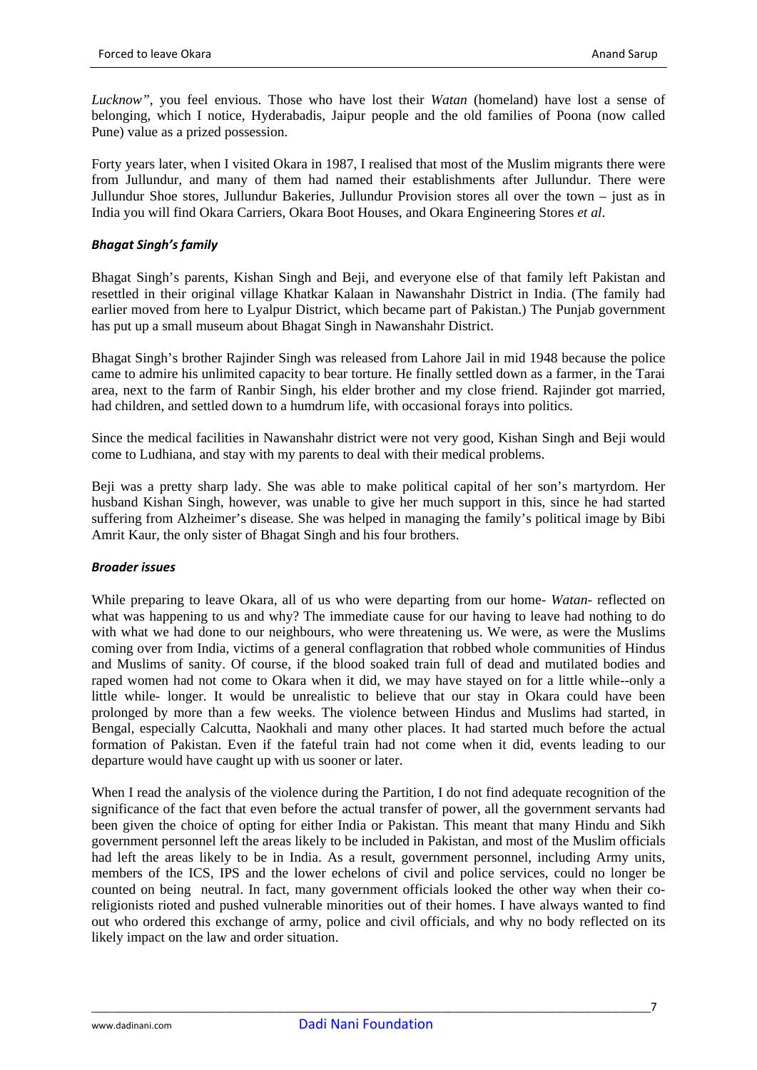*Lucknow"*, you feel envious. Those who have lost their *Watan* (homeland) have lost a sense of belonging, which I notice, Hyderabadis, Jaipur people and the old families of Poona (now called Pune) value as a prized possession.

Forty years later, when I visited Okara in 1987, I realised that most of the Muslim migrants there were from Jullundur, and many of them had named their establishments after Jullundur. There were Jullundur Shoe stores, Jullundur Bakeries, Jullundur Provision stores all over the town – just as in India you will find Okara Carriers, Okara Boot Houses, and Okara Engineering Stores *et al*.

### *Bhagat Singh's family*

Bhagat Singh's parents, Kishan Singh and Beji, and everyone else of that family left Pakistan and resettled in their original village Khatkar Kalaan in Nawanshahr District in India. (The family had earlier moved from here to Lyalpur District, which became part of Pakistan.) The Punjab government has put up a small museum about Bhagat Singh in Nawanshahr District.

Bhagat Singh's brother Rajinder Singh was released from Lahore Jail in mid 1948 because the police came to admire his unlimited capacity to bear torture. He finally settled down as a farmer, in the Tarai area, next to the farm of Ranbir Singh, his elder brother and my close friend. Rajinder got married, had children, and settled down to a humdrum life, with occasional forays into politics.

Since the medical facilities in Nawanshahr district were not very good, Kishan Singh and Beji would come to Ludhiana, and stay with my parents to deal with their medical problems.

Beji was a pretty sharp lady. She was able to make political capital of her son's martyrdom. Her husband Kishan Singh, however, was unable to give her much support in this, since he had started suffering from Alzheimer's disease. She was helped in managing the family's political image by Bibi Amrit Kaur, the only sister of Bhagat Singh and his four brothers.

### *Broader issues*

While preparing to leave Okara, all of us who were departing from our home- *Watan*- reflected on what was happening to us and why? The immediate cause for our having to leave had nothing to do with what we had done to our neighbours, who were threatening us. We were, as were the Muslims coming over from India, victims of a general conflagration that robbed whole communities of Hindus and Muslims of sanity. Of course, if the blood soaked train full of dead and mutilated bodies and raped women had not come to Okara when it did, we may have stayed on for a little while--only a little while- longer. It would be unrealistic to believe that our stay in Okara could have been prolonged by more than a few weeks. The violence between Hindus and Muslims had started, in Bengal, especially Calcutta, Naokhali and many other places. It had started much before the actual formation of Pakistan. Even if the fateful train had not come when it did, events leading to our departure would have caught up with us sooner or later.

When I read the analysis of the violence during the Partition, I do not find adequate recognition of the significance of the fact that even before the actual transfer of power, all the government servants had been given the choice of opting for either India or Pakistan. This meant that many Hindu and Sikh government personnel left the areas likely to be included in Pakistan, and most of the Muslim officials had left the areas likely to be in India. As a result, government personnel, including Army units, members of the ICS, IPS and the lower echelons of civil and police services, could no longer be counted on being neutral. In fact, many government officials looked the other way when their co-religionists rioted and pushed vulnerable minorities out of their homes. I have always wanted to find out who ordered this exchange of army, police and civil officials, and why no body reflected on its likely impact on the law and order situation.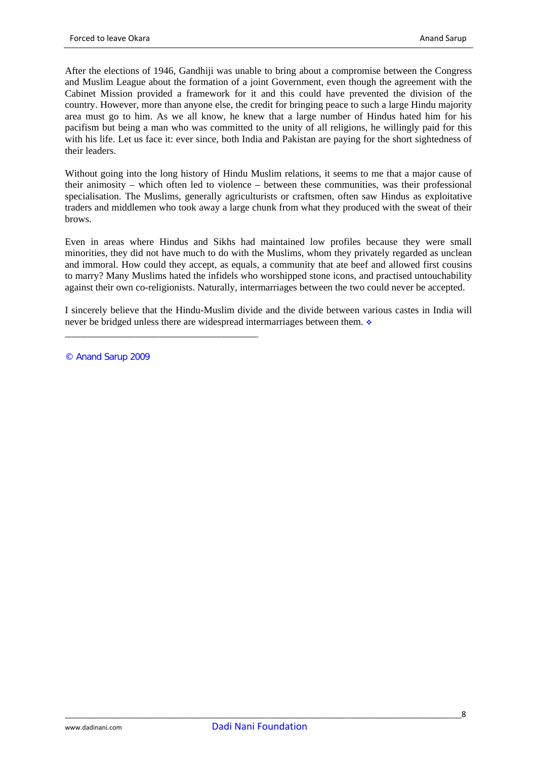After the elections of 1946, Gandhiji was unable to bring about a compromise between the Congress and Muslim League about the formation of a joint Government, even though the agreement with the Cabinet Mission provided a framework for it and this could have prevented the division of the country. However, more than anyone else, the credit for bringing peace to such a large Hindu majority area must go to him. As we all know, he knew that a large number of Hindus hated him for his pacifism but being a man who was committed to the unity of all religions, he willingly paid for this with his life. Let us face it: ever since, both India and Pakistan are paying for the short sightedness of their leaders.

Without going into the long history of Hindu Muslim relations, it seems to me that a major cause of their animosity – which often led to violence – between these communities, was their professional specialisation. The Muslims, generally agriculturists or craftsmen, often saw Hindus as exploitative traders and middlemen who took away a large chunk from what they produced with the sweat of their brows.

Even in areas where Hindus and Sikhs had maintained low profiles because they were small minorities, they did not have much to do with the Muslims, whom they privately regarded as unclean and immoral. How could they accept, as equals, a community that ate beef and allowed first cousins to marry? Many Muslims hated the infidels who worshipped stone icons, and practised untouchability against their own co-religionists. Naturally, intermarriages between the two could never be accepted.

I sincerely believe that the Hindu-Muslim divide and the divide between various castes in India will never be bridged unless there are widespread intermarriages between them. ❖

---

© Anand Sarup 2009